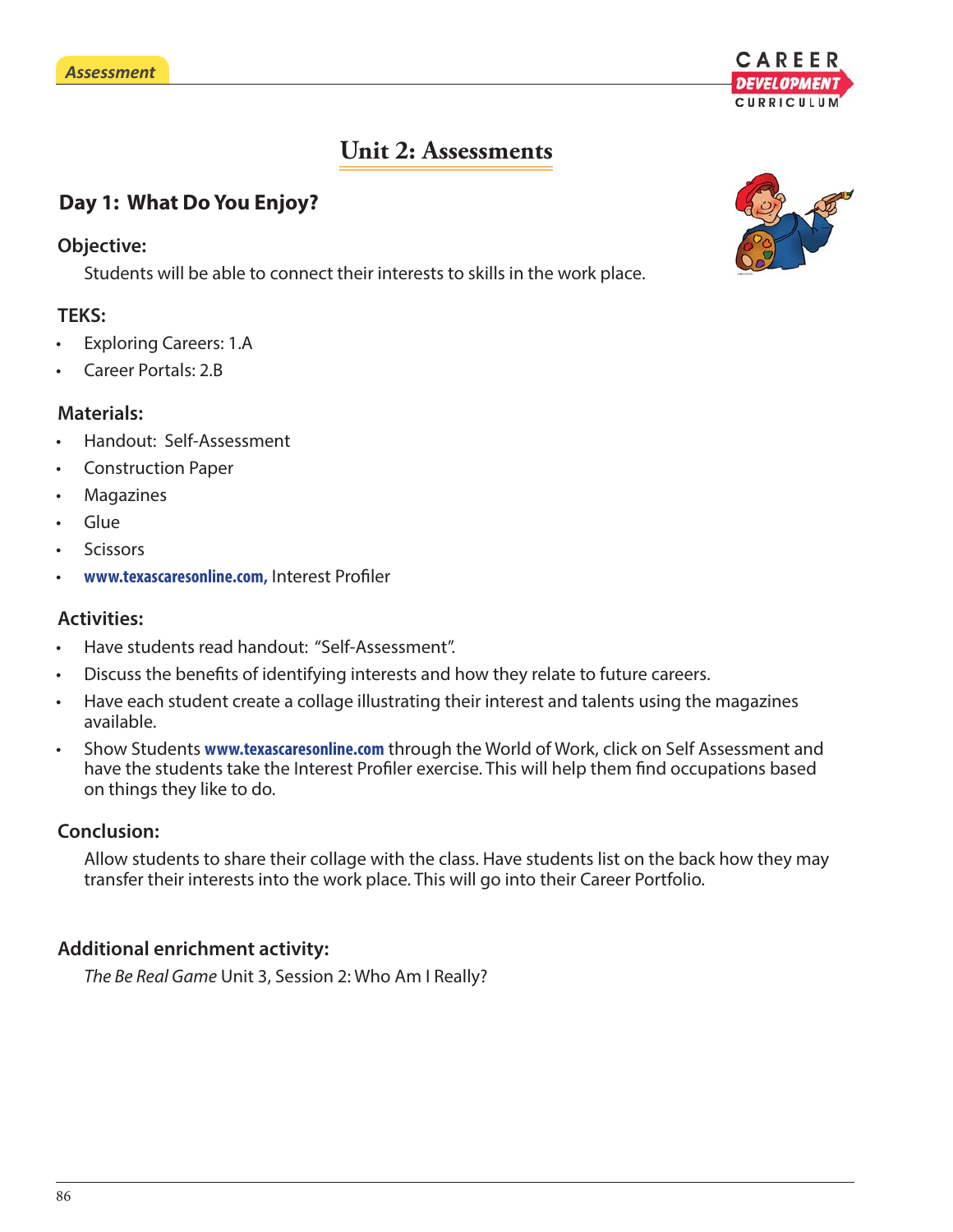# Unit 2: Assessments

## Day 1: What Do You Enjoy?

### Objective:

Students will be able to connect their interests to skills in the work place.

### TEKS:

- Exploring Careers: 1.A
- Career Portals: 2.B

### Materials:

- Handout: Self-Assessment
- Construction Paper
- Magazines
- Glue
- Scissors
- **www.texascaresonline.com,** Interest Profiler

### Activities:

- Have students read handout: "Self-Assessment".
- Discuss the benefits of identifying interests and how they relate to future careers.
- Have each student create a collage illustrating their interest and talents using the magazines available.
- Show Students **www.texascaresonline.com** through the World of Work, click on Self Assessment and have the students take the Interest Profiler exercise. This will help them find occupations based on things they like to do.

### Conclusion:

Allow students to share their collage with the class. Have students list on the back how they may transfer their interests into the work place. This will go into their Career Portfolio.

### Additional enrichment activity:

*The Be Real Game* Unit 3, Session 2: Who Am I Really?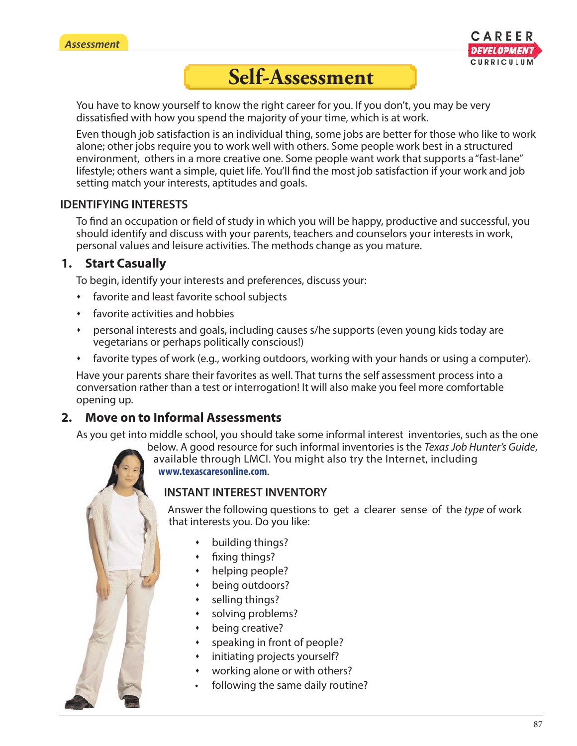# Self-Assessment

You have to know yourself to know the right career for you. If you don't, you may be very dissatisfied with how you spend the majority of your time, which is at work.

Even though job satisfaction is an individual thing, some jobs are better for those who like to work alone; other jobs require you to work well with others. Some people work best in a structured environment, others in a more creative one. Some people want work that supports a "fast-lane" lifestyle; others want a simple, quiet life. You'll find the most job satisfaction if your work and job setting match your interests, aptitudes and goals.

## IDENTIFYING INTERESTS

To find an occupation or field of study in which you will be happy, productive and successful, you should identify and discuss with your parents, teachers and counselors your interests in work, personal values and leisure activities. The methods change as you mature.

### 1. Start Casually

To begin, identify your interests and preferences, discuss your:

- favorite and least favorite school subjects
- favorite activities and hobbies
- personal interests and goals, including causes s/he supports (even young kids today are vegetarians or perhaps politically conscious!)
- favorite types of work (e.g., working outdoors, working with your hands or using a computer).

Have your parents share their favorites as well. That turns the self assessment process into a conversation rather than a test or interrogation! It will also make you feel more comfortable opening up.

### 2. Move on to Informal Assessments

As you get into middle school, you should take some informal interest inventories, such as the one below. A good resource for such informal inventories is the *Texas Job Hunter's Guide*, available through LMCI. You might also try the Internet, including **www.texascaresonline.com**.

#### INSTANT INTEREST INVENTORY

Answer the following questions to get a clearer sense of the *type* of work that interests you. Do you like:

- building things?
- fixing things?
- helping people?
- being outdoors?
- selling things?
- solving problems?
- being creative?
- speaking in front of people?
- initiating projects yourself?
- working alone or with others?
- following the same daily routine?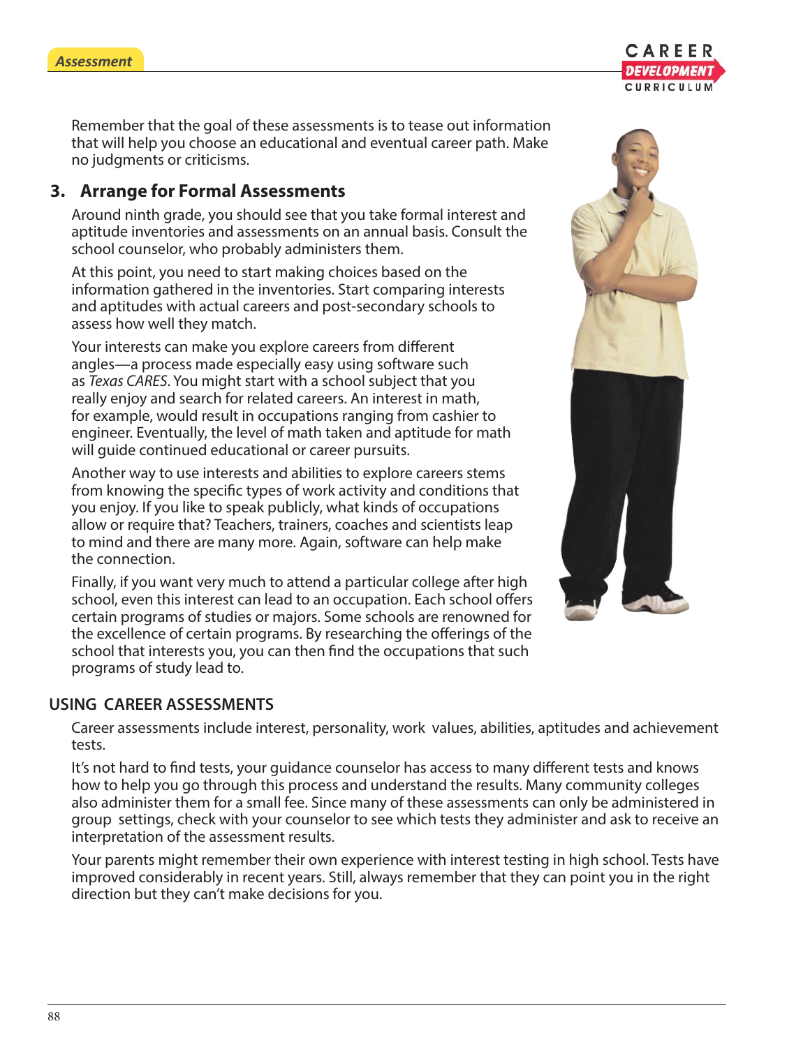Remember that the goal of these assessments is to tease out information that will help you choose an educational and eventual career path. Make no judgments or criticisms.

### 3. Arrange for Formal Assessments

Around ninth grade, you should see that you take formal interest and aptitude inventories and assessments on an annual basis. Consult the school counselor, who probably administers them.

At this point, you need to start making choices based on the information gathered in the inventories. Start comparing interests and aptitudes with actual careers and post-secondary schools to assess how well they match.

Your interests can make you explore careers from different angles—a process made especially easy using software such as *Texas CARES*. You might start with a school subject that you really enjoy and search for related careers. An interest in math, for example, would result in occupations ranging from cashier to engineer. Eventually, the level of math taken and aptitude for math will guide continued educational or career pursuits.

Another way to use interests and abilities to explore careers stems from knowing the specific types of work activity and conditions that you enjoy. If you like to speak publicly, what kinds of occupations allow or require that? Teachers, trainers, coaches and scientists leap to mind and there are many more. Again, software can help make the connection.

Finally, if you want very much to attend a particular college after high school, even this interest can lead to an occupation. Each school offers certain programs of studies or majors. Some schools are renowned for the excellence of certain programs. By researching the offerings of the school that interests you, you can then find the occupations that such programs of study lead to.

## USING CAREER ASSESSMENTS

Career assessments include interest, personality, work values, abilities, aptitudes and achievement tests.

It's not hard to find tests, your guidance counselor has access to many different tests and knows how to help you go through this process and understand the results. Many community colleges also administer them for a small fee. Since many of these assessments can only be administered in group settings, check with your counselor to see which tests they administer and ask to receive an interpretation of the assessment results.

Your parents might remember their own experience with interest testing in high school. Tests have improved considerably in recent years. Still, always remember that they can point you in the right direction but they can't make decisions for you.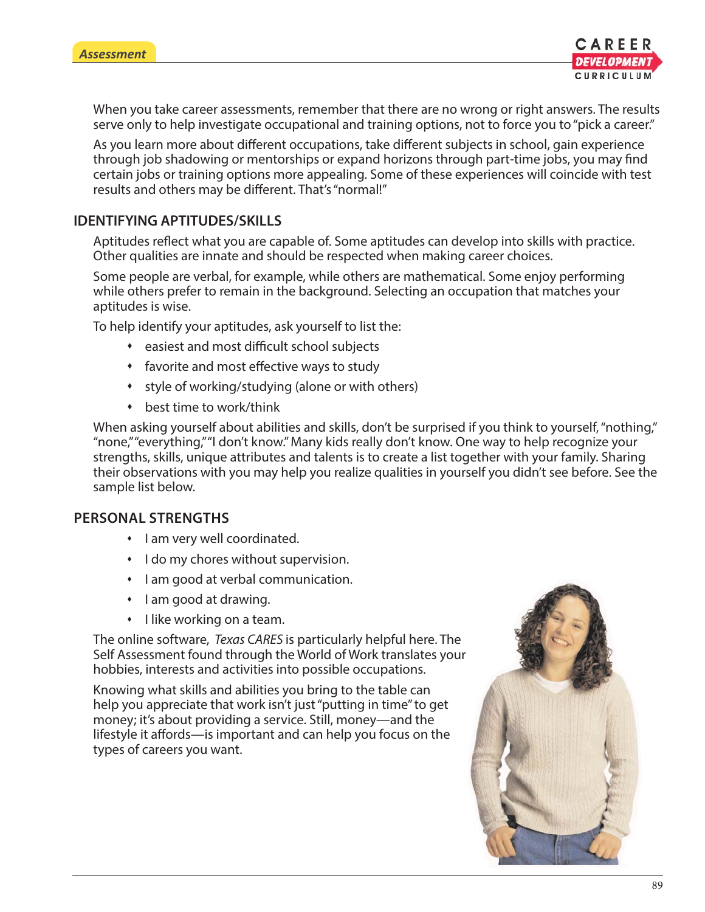When you take career assessments, remember that there are no wrong or right answers. The results serve only to help investigate occupational and training options, not to force you to "pick a career."

As you learn more about different occupations, take different subjects in school, gain experience through job shadowing or mentorships or expand horizons through part-time jobs, you may find certain jobs or training options more appealing. Some of these experiences will coincide with test results and others may be different. That's "normal!"

## IDENTIFYING APTITUDES/SKILLS

Aptitudes reflect what you are capable of. Some aptitudes can develop into skills with practice. Other qualities are innate and should be respected when making career choices.

Some people are verbal, for example, while others are mathematical. Some enjoy performing while others prefer to remain in the background. Selecting an occupation that matches your aptitudes is wise.

To help identify your aptitudes, ask yourself to list the:

- easiest and most difficult school subjects
- favorite and most effective ways to study
- style of working/studying (alone or with others)
- best time to work/think

When asking yourself about abilities and skills, don't be surprised if you think to yourself, "nothing," "none," "everything," "I don't know." Many kids really don't know. One way to help recognize your strengths, skills, unique attributes and talents is to create a list together with your family. Sharing their observations with you may help you realize qualities in yourself you didn't see before. See the sample list below.

## PERSONAL STRENGTHS

- I am very well coordinated.
- I do my chores without supervision.
- I am good at verbal communication.
- I am good at drawing.
- I like working on a team.

The online software, *Texas CARES* is particularly helpful here. The Self Assessment found through the World of Work translates your hobbies, interests and activities into possible occupations.

Knowing what skills and abilities you bring to the table can help you appreciate that work isn't just "putting in time" to get money; it's about providing a service. Still, money—and the lifestyle it affords—is important and can help you focus on the types of careers you want.